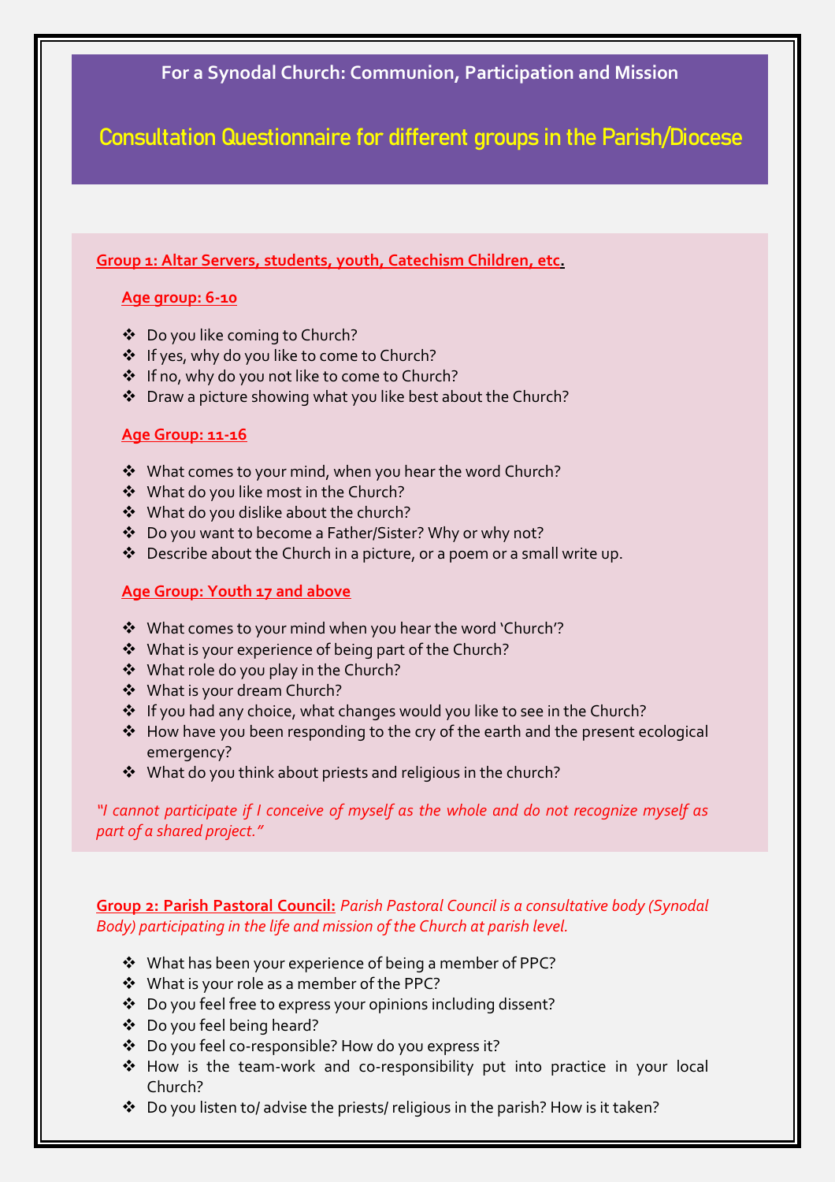# For a Synodal Church: Communion, Participation and Mission

## Consultation Questionnaire for different groups in the Parish/Diocese

### Group 1: Altar Servers, students, youth, Catechism Children, etc.

#### Age group: 6-10

- Do you like coming to Church?
- If yes, why do you like to come to Church?
- If no, why do you not like to come to Church?
- Draw a picture showing what you like best about the Church?

#### Age Group: 11-16

- What comes to your mind, when you hear the word Church?
- What do you like most in the Church?
- What do you dislike about the church?
- Do you want to become a Father/Sister? Why or why not?
- Describe about the Church in a picture, or a poem or a small write up.

#### Age Group: Youth 17 and above

- What comes to your mind when you hear the word 'Church'?
- What is your experience of being part of the Church?
- What role do you play in the Church?
- What is your dream Church?
- If you had any choice, what changes would you like to see in the Church?
- How have you been responding to the cry of the earth and the present ecological emergency?
- What do you think about priests and religious in the church?

*"I cannot participate if I conceive of myself as the whole and do not recognize myself as part of a shared project."*

### Group 2: Parish Pastoral Council:

*Parish Pastoral Council is a consultative body (Synodal Body) participating in the life and mission of the Church at parish level.*

- What has been your experience of being a member of PPC?
- What is your role as a member of the PPC?
- Do you feel free to express your opinions including dissent?
- Do you feel being heard?
- Do you feel co-responsible? How do you express it?
- How is the team-work and co-responsibility put into practice in your local Church?
- Do you listen to/ advise the priests/ religious in the parish? How is it taken?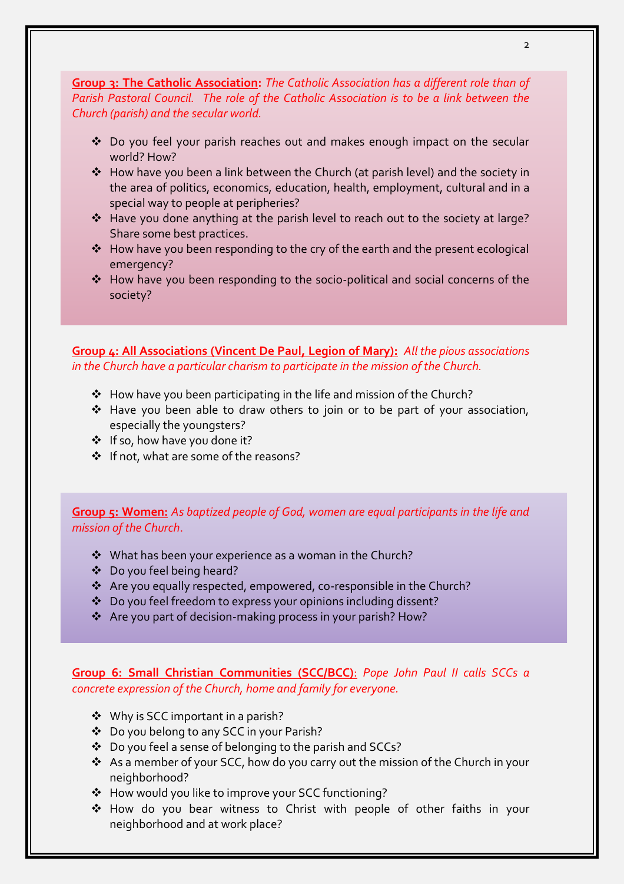**<u>Group 3: The Catholic Association</u>:** *The Catholic Association has a different role than of Parish Pastoral Council. The role of the Catholic Association is to be a link between the Church (parish) and the secular world.*

- Do you feel your parish reaches out and makes enough impact on the secular world? How?
- How have you been a link between the Church (at parish level) and the society in the area of politics, economics, education, health, employment, cultural and in a special way to people at peripheries?
- Have you done anything at the parish level to reach out to the society at large? Share some best practices.
- How have you been responding to the cry of the earth and the present ecological emergency?
- How have you been responding to the socio-political and social concerns of the society?

**<u>Group 4: All Associations (Vincent De Paul, Legion of Mary)</u>:** *All the pious associations in the Church have a particular charism to participate in the mission of the Church.*

- How have you been participating in the life and mission of the Church?
- Have you been able to draw others to join or to be part of your association, especially the youngsters?
- If so, how have you done it?
- If not, what are some of the reasons?

**<u>Group 5: Women</u>:** *As baptized people of God, women are equal participants in the life and mission of the Church.*

- What has been your experience as a woman in the Church?
- Do you feel being heard?
- Are you equally respected, empowered, co-responsible in the Church?
- Do you feel freedom to express your opinions including dissent?
- Are you part of decision-making process in your parish? How?

**<u>Group 6: Small Christian Communities (SCC/BCC)</u>:** *Pope John Paul II calls SCCs a concrete expression of the Church, home and family for everyone.*

- Why is SCC important in a parish?
- Do you belong to any SCC in your Parish?
- Do you feel a sense of belonging to the parish and SCCs?
- As a member of your SCC, how do you carry out the mission of the Church in your neighborhood?
- How would you like to improve your SCC functioning?
- How do you bear witness to Christ with people of other faiths in your neighborhood and at work place?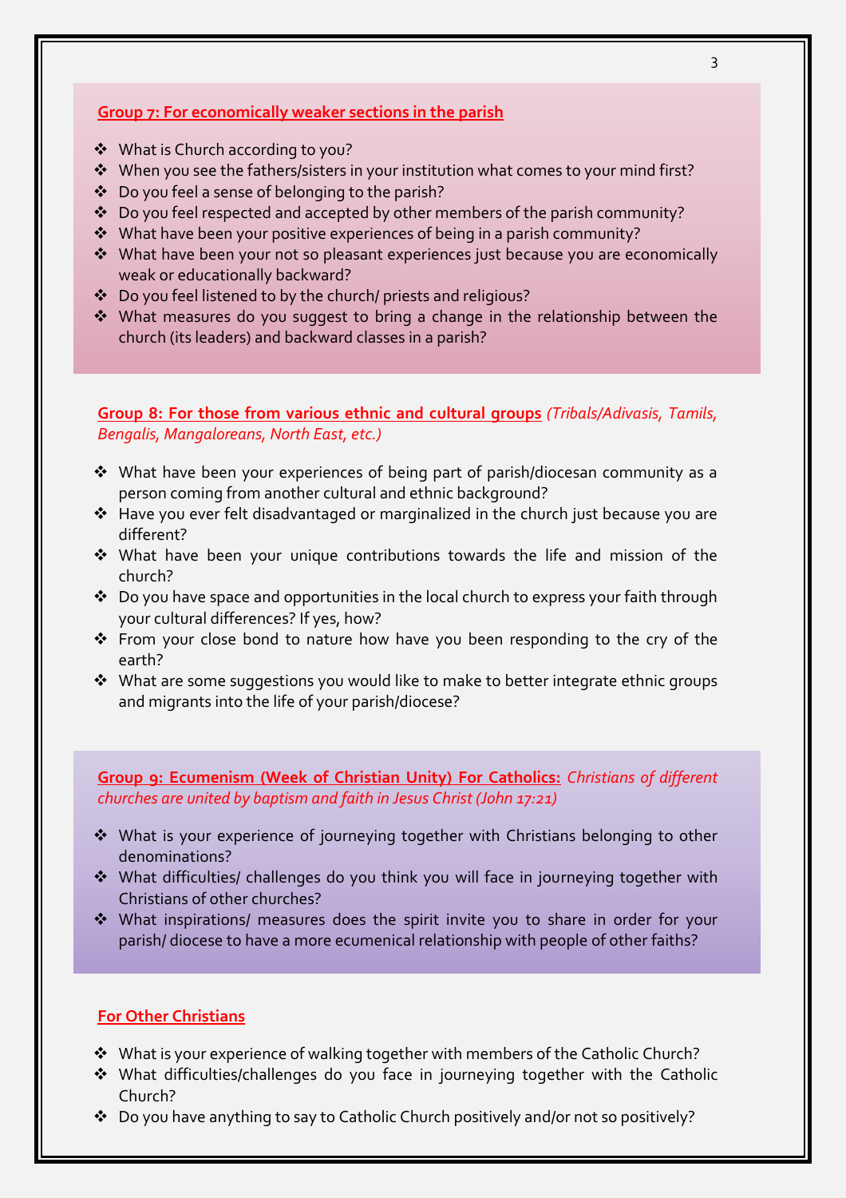## Group 7: For economically weaker sections in the parish

- What is Church according to you?
- When you see the fathers/sisters in your institution what comes to your mind first?
- Do you feel a sense of belonging to the parish?
- Do you feel respected and accepted by other members of the parish community?
- What have been your positive experiences of being in a parish community?
- What have been your not so pleasant experiences just because you are economically weak or educationally backward?
- Do you feel listened to by the church/ priests and religious?
- What measures do you suggest to bring a change in the relationship between the church (its leaders) and backward classes in a parish?

## Group 8: For those from various ethnic and cultural groups *(Tribals/Adivasis, Tamils, Bengalis, Mangaloreans, North East, etc.)*

- What have been your experiences of being part of parish/diocesan community as a person coming from another cultural and ethnic background?
- Have you ever felt disadvantaged or marginalized in the church just because you are different?
- What have been your unique contributions towards the life and mission of the church?
- Do you have space and opportunities in the local church to express your faith through your cultural differences? If yes, how?
- From your close bond to nature how have you been responding to the cry of the earth?
- What are some suggestions you would like to make to better integrate ethnic groups and migrants into the life of your parish/diocese?

## Group 9: Ecumenism (Week of Christian Unity) For Catholics: *Christians of different churches are united by baptism and faith in Jesus Christ (John 17:21)*

- What is your experience of journeying together with Christians belonging to other denominations?
- What difficulties/ challenges do you think you will face in journeying together with Christians of other churches?
- What inspirations/ measures does the spirit invite you to share in order for your parish/ diocese to have a more ecumenical relationship with people of other faiths?

## For Other Christians

- What is your experience of walking together with members of the Catholic Church?
- What difficulties/challenges do you face in journeying together with the Catholic Church?
- Do you have anything to say to Catholic Church positively and/or not so positively?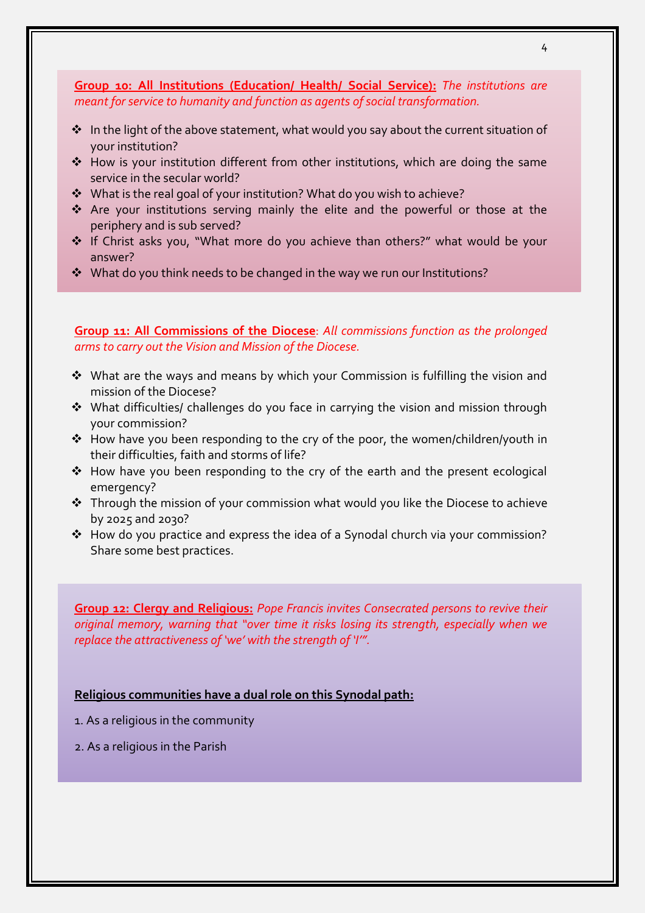**Group 10: All Institutions (Education/ Health/ Social Service):** *The institutions are meant for service to humanity and function as agents of social transformation.*

- In the light of the above statement, what would you say about the current situation of your institution?
- How is your institution different from other institutions, which are doing the same service in the secular world?
- What is the real goal of your institution? What do you wish to achieve?
- Are your institutions serving mainly the elite and the powerful or those at the periphery and is sub served?
- If Christ asks you, "What more do you achieve than others?" what would be your answer?
- What do you think needs to be changed in the way we run our Institutions?

**Group 11: All Commissions of the Diocese**: *All commissions function as the prolonged arms to carry out the Vision and Mission of the Diocese.*

- What are the ways and means by which your Commission is fulfilling the vision and mission of the Diocese?
- What difficulties/ challenges do you face in carrying the vision and mission through your commission?
- How have you been responding to the cry of the poor, the women/children/youth in their difficulties, faith and storms of life?
- How have you been responding to the cry of the earth and the present ecological emergency?
- Through the mission of your commission what would you like the Diocese to achieve by 2025 and 2030?
- How do you practice and express the idea of a Synodal church via your commission? Share some best practices.

**Group 12: Clergy and Religious:** *Pope Francis invites Consecrated persons to revive their original memory, warning that "over time it risks losing its strength, especially when we replace the attractiveness of 'we' with the strength of 'I'".*

**Religious communities have a dual role on this Synodal path:**

1. As a religious in the community

2. As a religious in the Parish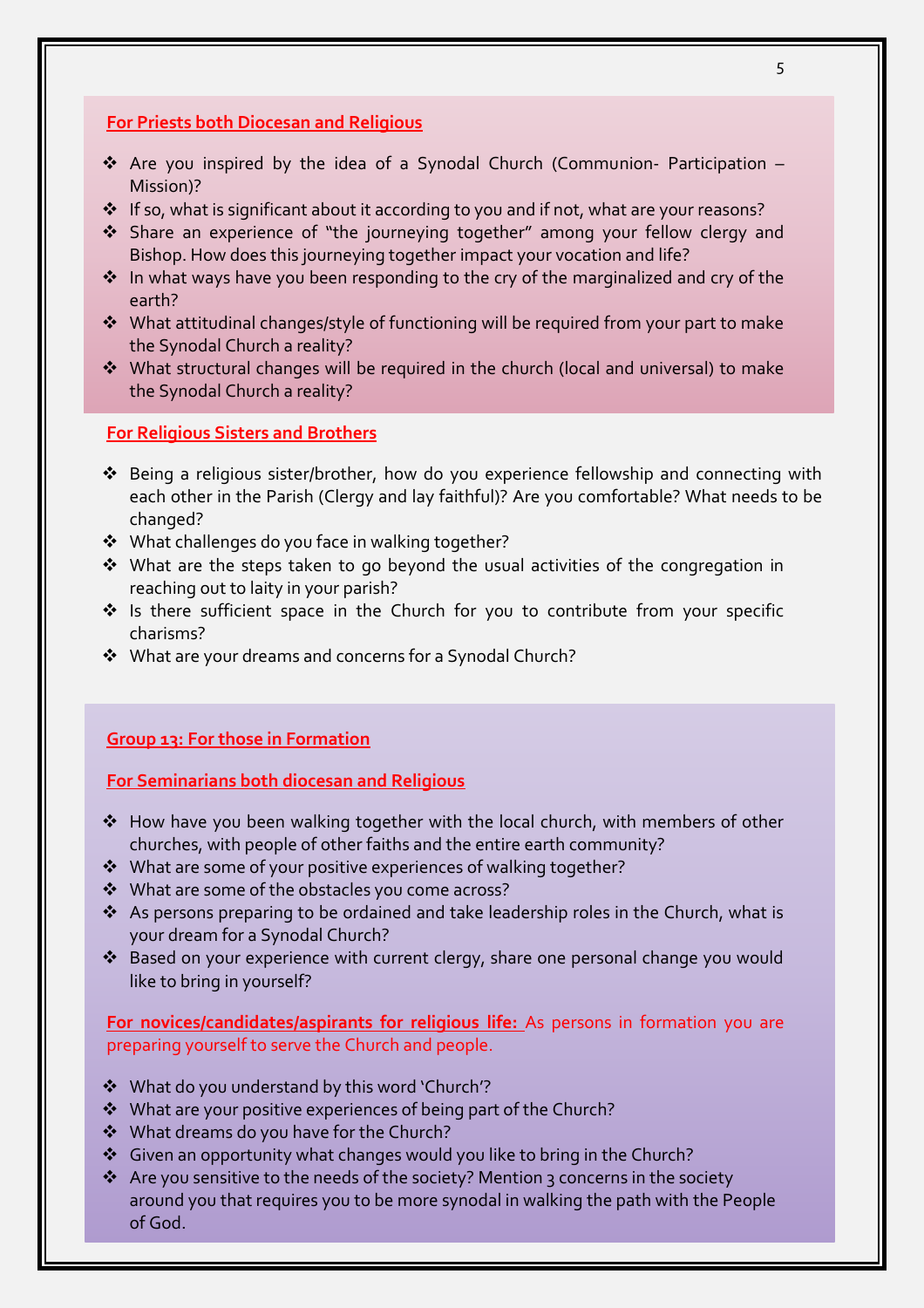### For Priests both Diocesan and Religious

- Are you inspired by the idea of a Synodal Church (Communion- Participation – Mission)?
- If so, what is significant about it according to you and if not, what are your reasons?
- Share an experience of "the journeying together" among your fellow clergy and Bishop. How does this journeying together impact your vocation and life?
- In what ways have you been responding to the cry of the marginalized and cry of the earth?
- What attitudinal changes/style of functioning will be required from your part to make the Synodal Church a reality?
- What structural changes will be required in the church (local and universal) to make the Synodal Church a reality?

### For Religious Sisters and Brothers

- Being a religious sister/brother, how do you experience fellowship and connecting with each other in the Parish (Clergy and lay faithful)? Are you comfortable? What needs to be changed?
- What challenges do you face in walking together?
- What are the steps taken to go beyond the usual activities of the congregation in reaching out to laity in your parish?
- Is there sufficient space in the Church for you to contribute from your specific charisms?
- What are your dreams and concerns for a Synodal Church?

## Group 13: For those in Formation

### For Seminarians both diocesan and Religious

- How have you been walking together with the local church, with members of other churches, with people of other faiths and the entire earth community?
- What are some of your positive experiences of walking together?
- What are some of the obstacles you come across?
- As persons preparing to be ordained and take leadership roles in the Church, what is your dream for a Synodal Church?
- Based on your experience with current clergy, share one personal change you would like to bring in yourself?

**For novices/candidates/aspirants for religious life:** As persons in formation you are preparing yourself to serve the Church and people.

- What do you understand by this word 'Church'?
- What are your positive experiences of being part of the Church?
- What dreams do you have for the Church?
- Given an opportunity what changes would you like to bring in the Church?
- Are you sensitive to the needs of the society? Mention 3 concerns in the society around you that requires you to be more synodal in walking the path with the People of God.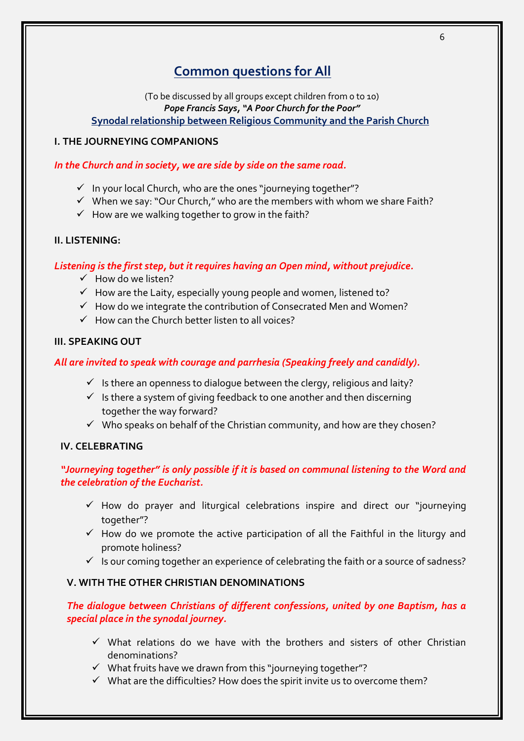## Common questions for All

(To be discussed by all groups except children from 0 to 10)

***Pope Francis Says, "A Poor Church for the Poor"***

**Synodal relationship between Religious Community and the Parish Church**

### I. THE JOURNEYING COMPANIONS

***In the Church and in society, we are side by side on the same road.***

- ✓ In your local Church, who are the ones "journeying together"?
- ✓ When we say: "Our Church," who are the members with whom we share Faith?
- ✓ How are we walking together to grow in the faith?

### II. LISTENING:

***Listening is the first step, but it requires having an Open mind, without prejudice.***

- ✓ How do we listen?
- ✓ How are the Laity, especially young people and women, listened to?
- ✓ How do we integrate the contribution of Consecrated Men and Women?
- ✓ How can the Church better listen to all voices?

### III. SPEAKING OUT

***All are invited to speak with courage and parrhesia (Speaking freely and candidly).***

- ✓ Is there an openness to dialogue between the clergy, religious and laity?
- ✓ Is there a system of giving feedback to one another and then discerning together the way forward?
- ✓ Who speaks on behalf of the Christian community, and how are they chosen?

### IV. CELEBRATING

***"Journeying together" is only possible if it is based on communal listening to the Word and the celebration of the Eucharist.***

- ✓ How do prayer and liturgical celebrations inspire and direct our "journeying together"?
- ✓ How do we promote the active participation of all the Faithful in the liturgy and promote holiness?
- ✓ Is our coming together an experience of celebrating the faith or a source of sadness?

### V. WITH THE OTHER CHRISTIAN DENOMINATIONS

***The dialogue between Christians of different confessions, united by one Baptism, has a special place in the synodal journey.***

- ✓ What relations do we have with the brothers and sisters of other Christian denominations?
- ✓ What fruits have we drawn from this "journeying together"?
- ✓ What are the difficulties? How does the spirit invite us to overcome them?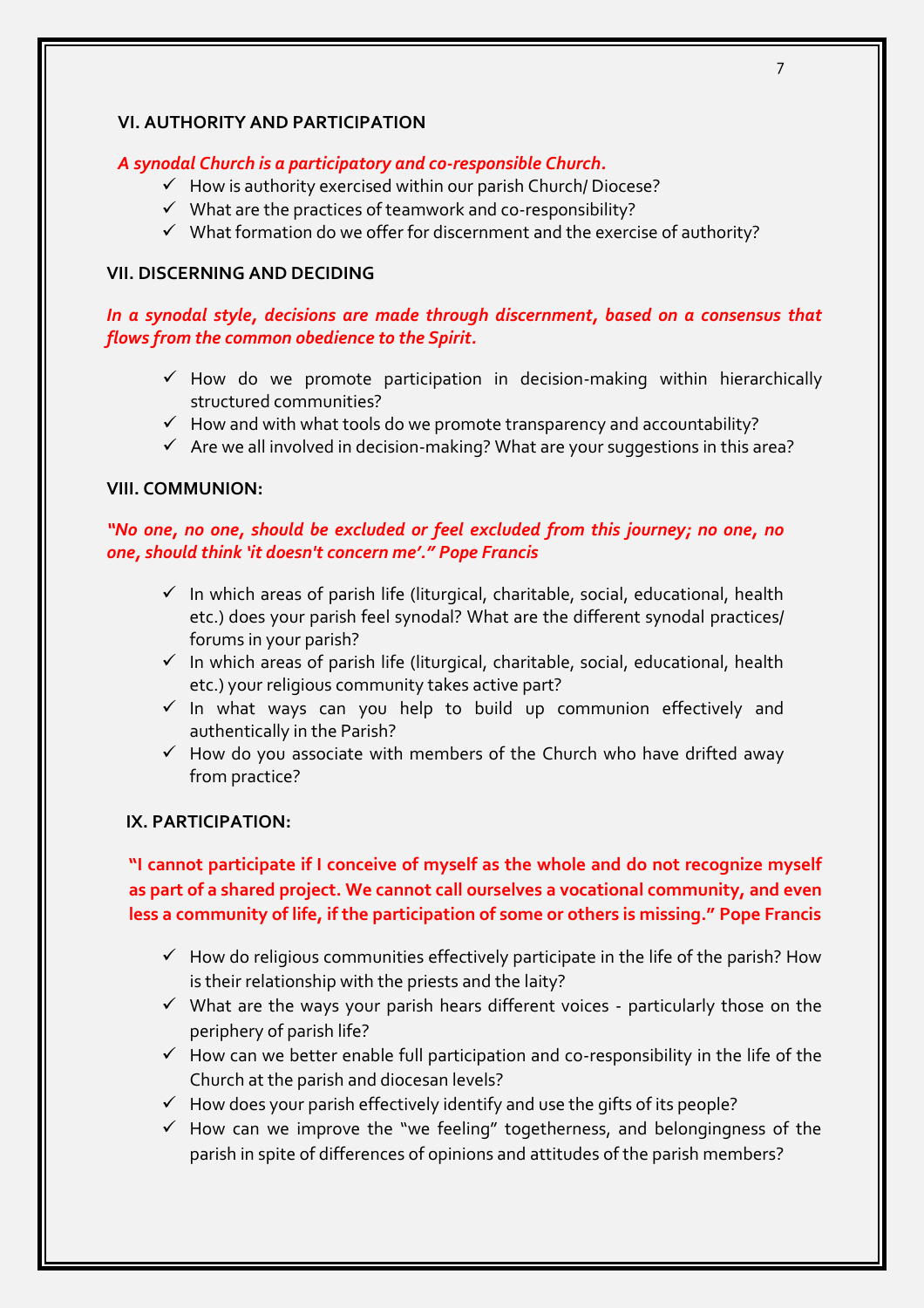## VI. AUTHORITY AND PARTICIPATION

***A synodal Church is a participatory and co-responsible Church.***

- ✓ How is authority exercised within our parish Church/ Diocese?
- ✓ What are the practices of teamwork and co-responsibility?
- ✓ What formation do we offer for discernment and the exercise of authority?

## VII. DISCERNING AND DECIDING

***In a synodal style, decisions are made through discernment, based on a consensus that flows from the common obedience to the Spirit.***

- ✓ How do we promote participation in decision-making within hierarchically structured communities?
- ✓ How and with what tools do we promote transparency and accountability?
- ✓ Are we all involved in decision-making? What are your suggestions in this area?

## VIII. COMMUNION:

***"No one, no one, should be excluded or feel excluded from this journey; no one, no one, should think 'it doesn't concern me'." Pope Francis***

- ✓ In which areas of parish life (liturgical, charitable, social, educational, health etc.) does your parish feel synodal? What are the different synodal practices/ forums in your parish?
- ✓ In which areas of parish life (liturgical, charitable, social, educational, health etc.) your religious community takes active part?
- ✓ In what ways can you help to build up communion effectively and authentically in the Parish?
- ✓ How do you associate with members of the Church who have drifted away from practice?

## IX. PARTICIPATION:

**"I cannot participate if I conceive of myself as the whole and do not recognize myself as part of a shared project. We cannot call ourselves a vocational community, and even less a community of life, if the participation of some or others is missing." Pope Francis**

- ✓ How do religious communities effectively participate in the life of the parish? How is their relationship with the priests and the laity?
- ✓ What are the ways your parish hears different voices - particularly those on the periphery of parish life?
- ✓ How can we better enable full participation and co-responsibility in the life of the Church at the parish and diocesan levels?
- ✓ How does your parish effectively identify and use the gifts of its people?
- ✓ How can we improve the "we feeling" togetherness, and belongingness of the parish in spite of differences of opinions and attitudes of the parish members?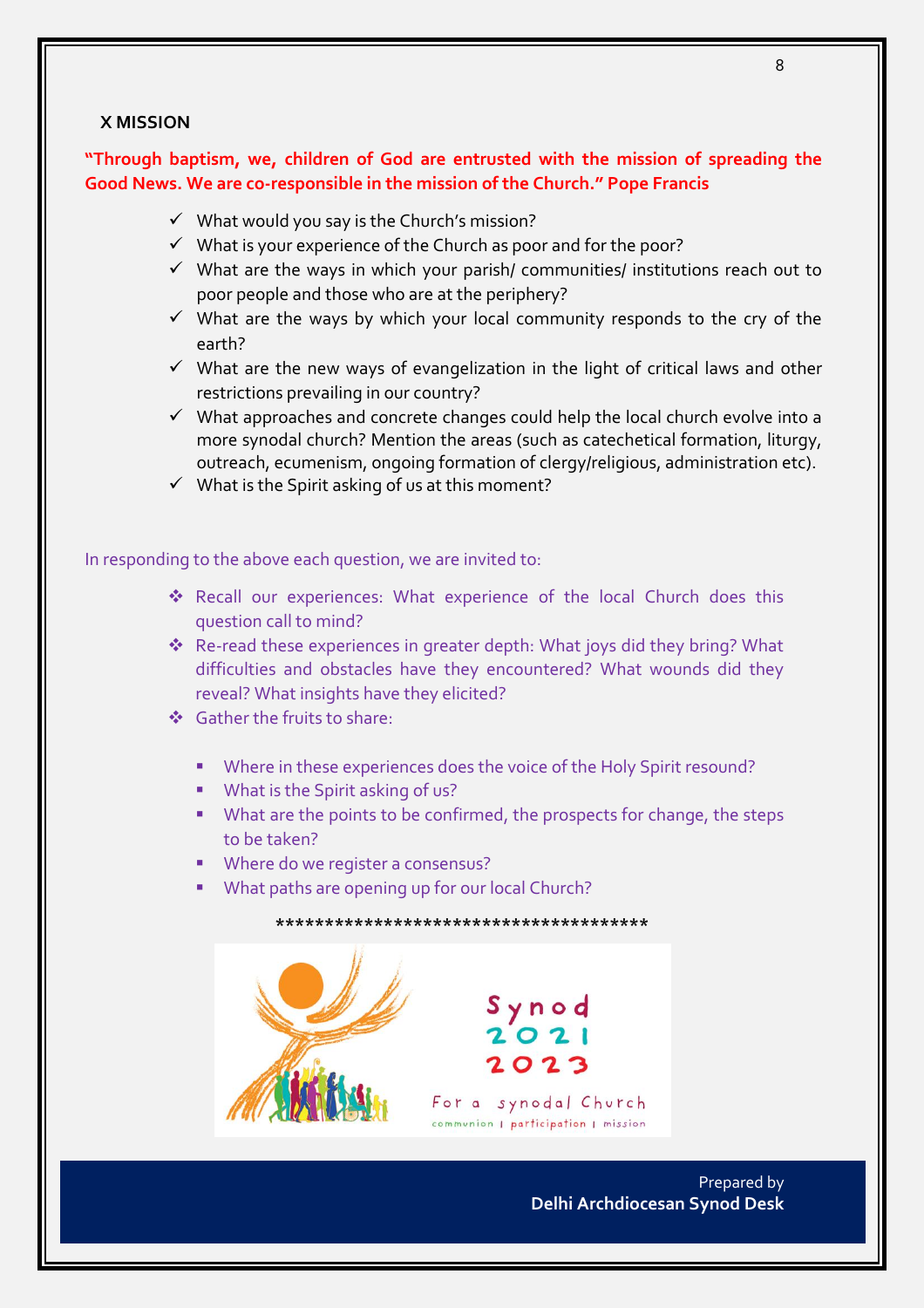## X MISSION

**"Through baptism, we, children of God are entrusted with the mission of spreading the Good News. We are co-responsible in the mission of the Church." Pope Francis**

- ✓ What would you say is the Church's mission?
- ✓ What is your experience of the Church as poor and for the poor?
- ✓ What are the ways in which your parish/ communities/ institutions reach out to poor people and those who are at the periphery?
- ✓ What are the ways by which your local community responds to the cry of the earth?
- ✓ What are the new ways of evangelization in the light of critical laws and other restrictions prevailing in our country?
- ✓ What approaches and concrete changes could help the local church evolve into a more synodal church? Mention the areas (such as catechetical formation, liturgy, outreach, ecumenism, ongoing formation of clergy/religious, administration etc).
- ✓ What is the Spirit asking of us at this moment?

In responding to the above each question, we are invited to:

- ❖ Recall our experiences: What experience of the local Church does this question call to mind?
- ❖ Re-read these experiences in greater depth: What joys did they bring? What difficulties and obstacles have they encountered? What wounds did they reveal? What insights have they elicited?
- ❖ Gather the fruits to share:
    - Where in these experiences does the voice of the Holy Spirit resound?
    - What is the Spirit asking of us?
    - What are the points to be confirmed, the prospects for change, the steps to be taken?
    - Where do we register a consensus?
    - What paths are opening up for our local Church?

*************************************

Synod 2021 2023

For a synodal Church

communion | participation | mission

Prepared by
**Delhi Archdiocesan Synod Desk**